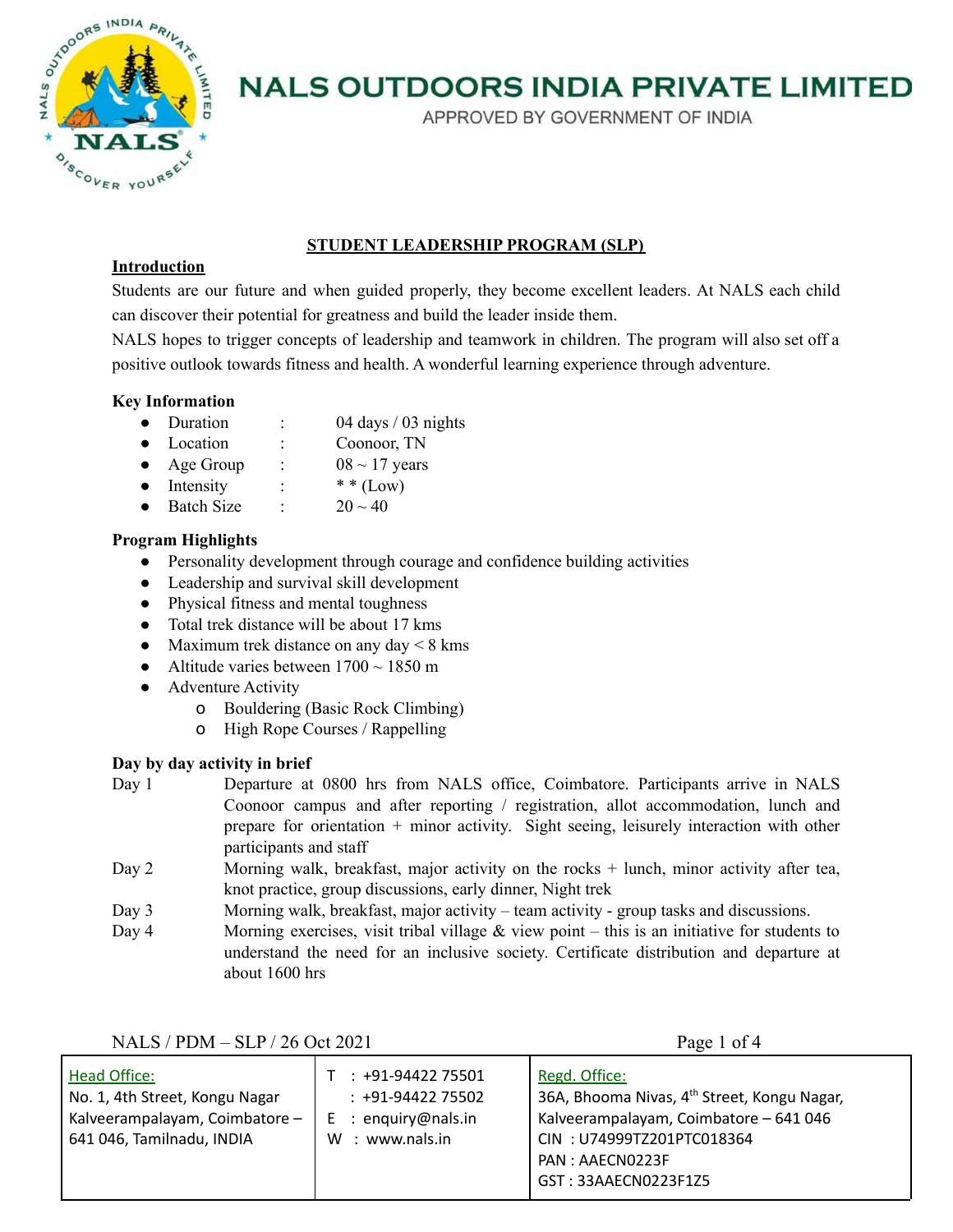# NALS OUTDOORS INDIA PRIVATE LIMITED

APPROVED BY GOVERNMENT OF INDIA

## STUDENT LEADERSHIP PROGRAM (SLP)

### Introduction

Students are our future and when guided properly, they become excellent leaders. At NALS each child can discover their potential for greatness and build the leader inside them.

NALS hopes to trigger concepts of leadership and teamwork in children. The program will also set off a positive outlook towards fitness and health. A wonderful learning experience through adventure.

### Key Information

- Duration : 04 days / 03 nights
- Location : Coonoor, TN
- Age Group : 08 ~ 17 years
- Intensity : * * (Low)
- Batch Size : 20 ~ 40

### Program Highlights

- Personality development through courage and confidence building activities
- Leadership and survival skill development
- Physical fitness and mental toughness
- Total trek distance will be about 17 kms
- Maximum trek distance on any day < 8 kms
- Altitude varies between 1700 ~ 1850 m
- Adventure Activity
  - Bouldering (Basic Rock Climbing)
  - High Rope Courses / Rappelling

### Day by day activity in brief

| | |
|---|---|
| Day 1 | Departure at 0800 hrs from NALS office, Coimbatore. Participants arrive in NALS Coonoor campus and after reporting / registration, allot accommodation, lunch and prepare for orientation + minor activity. Sight seeing, leisurely interaction with other participants and staff |
| Day 2 | Morning walk, breakfast, major activity on the rocks + lunch, minor activity after tea, knot practice, group discussions, early dinner, Night trek |
| Day 3 | Morning walk, breakfast, major activity – team activity - group tasks and discussions. |
| Day 4 | Morning exercises, visit tribal village & view point – this is an initiative for students to understand the need for an inclusive society. Certificate distribution and departure at about 1600 hrs |

NALS / PDM – SLP / 26 Oct 2021

| Head Office: | | Regd. Office: |
|---|---|---|
| No. 1, 4th Street, Kongu Nagar Kalveerampalayam, Coimbatore – 641 046, Tamilnadu, INDIA | T : +91-94422 75501<br>: +91-94422 75502<br>E : enquiry@nals.in<br>W : www.nals.in | 36A, Bhooma Nivas, 4th Street, Kongu Nagar, Kalveerampalayam, Coimbatore – 641 046<br>CIN : U74999TZ201PTC018364<br>PAN : AAECN0223F<br>GST : 33AAECN0223F1Z5 |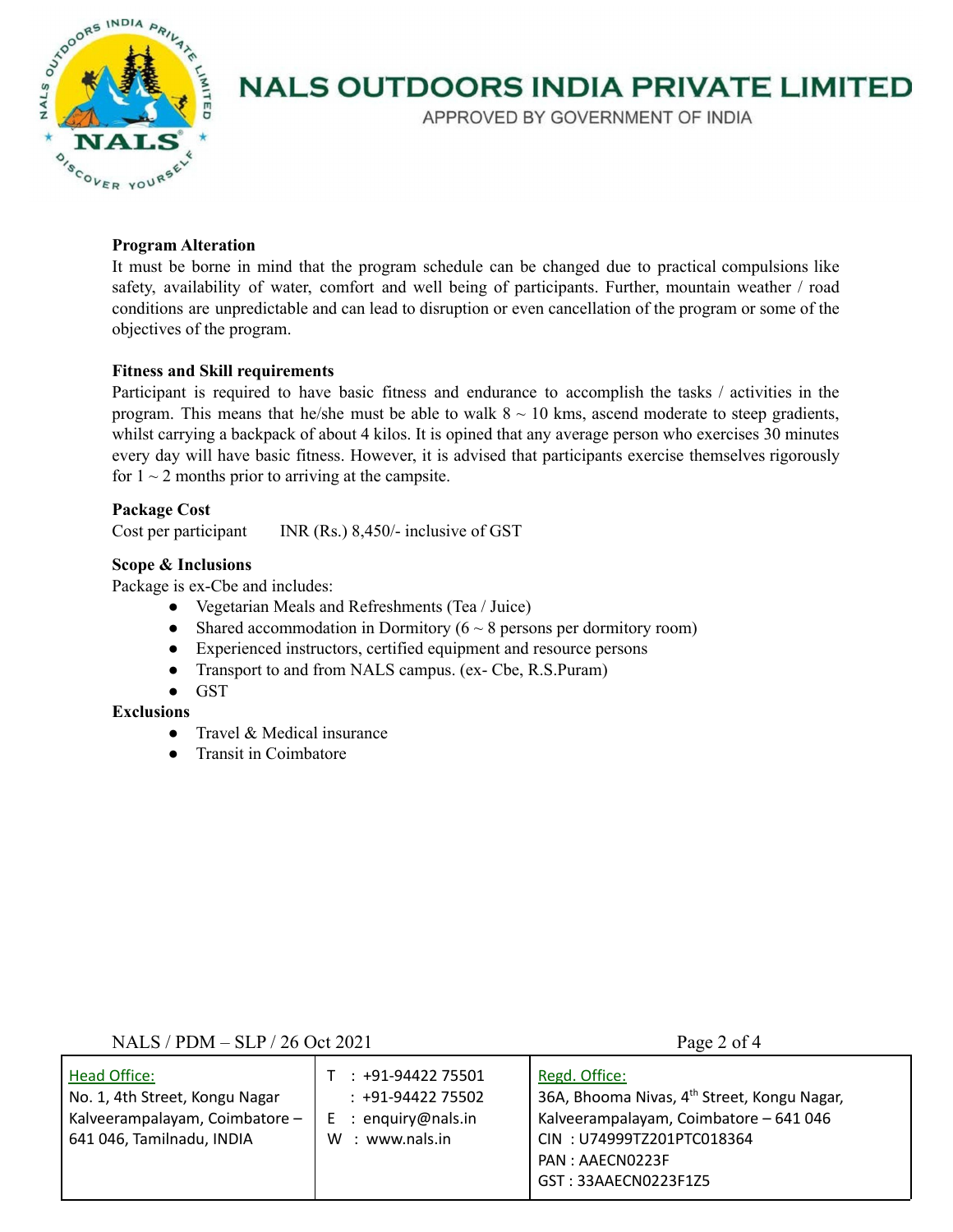**Program Alteration**

It must be borne in mind that the program schedule can be changed due to practical compulsions like safety, availability of water, comfort and well being of participants. Further, mountain weather / road conditions are unpredictable and can lead to disruption or even cancellation of the program or some of the objectives of the program.

**Fitness and Skill requirements**

Participant is required to have basic fitness and endurance to accomplish the tasks / activities in the program. This means that he/she must be able to walk 8 ~ 10 kms, ascend moderate to steep gradients, whilst carrying a backpack of about 4 kilos. It is opined that any average person who exercises 30 minutes every day will have basic fitness. However, it is advised that participants exercise themselves rigorously for 1 ~ 2 months prior to arriving at the campsite.

**Package Cost**

Cost per participant INR (Rs.) 8,450/- inclusive of GST

**Scope & Inclusions**

Package is ex-Cbe and includes:

- Vegetarian Meals and Refreshments (Tea / Juice)
- Shared accommodation in Dormitory (6 ~ 8 persons per dormitory room)
- Experienced instructors, certified equipment and resource persons
- Transport to and from NALS campus. (ex- Cbe, R.S.Puram)
- GST

**Exclusions**

- Travel & Medical insurance
- Transit in Coimbatore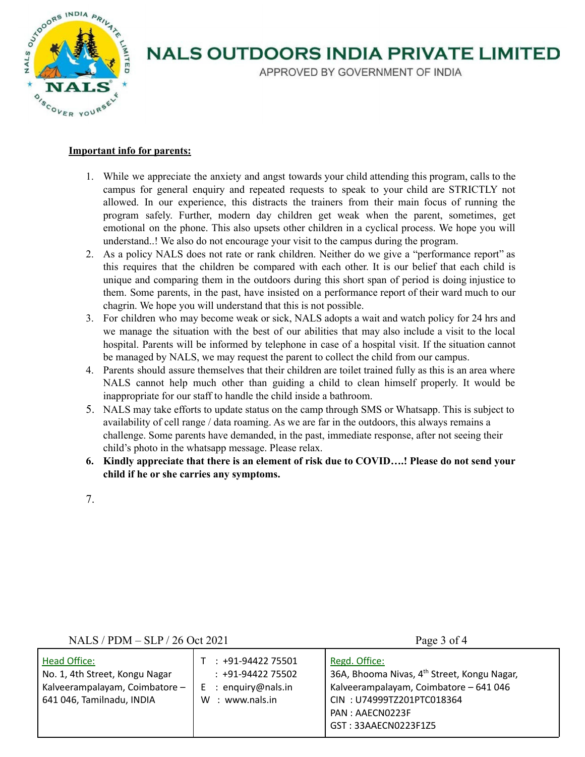**Important info for parents:**

1. While we appreciate the anxiety and angst towards your child attending this program, calls to the campus for general enquiry and repeated requests to speak to your child are STRICTLY not allowed. In our experience, this distracts the trainers from their main focus of running the program safely. Further, modern day children get weak when the parent, sometimes, get emotional on the phone. This also upsets other children in a cyclical process. We hope you will understand..! We also do not encourage your visit to the campus during the program.
2. As a policy NALS does not rate or rank children. Neither do we give a "performance report" as this requires that the children be compared with each other. It is our belief that each child is unique and comparing them in the outdoors during this short span of period is doing injustice to them. Some parents, in the past, have insisted on a performance report of their ward much to our chagrin. We hope you will understand that this is not possible.
3. For children who may become weak or sick, NALS adopts a wait and watch policy for 24 hrs and we manage the situation with the best of our abilities that may also include a visit to the local hospital. Parents will be informed by telephone in case of a hospital visit. If the situation cannot be managed by NALS, we may request the parent to collect the child from our campus.
4. Parents should assure themselves that their children are toilet trained fully as this is an area where NALS cannot help much other than guiding a child to clean himself properly. It would be inappropriate for our staff to handle the child inside a bathroom.
5. NALS may take efforts to update status on the camp through SMS or Whatsapp. This is subject to availability of cell range / data roaming. As we are far in the outdoors, this always remains a challenge. Some parents have demanded, in the past, immediate response, after not seeing their child's photo in the whatsapp message. Please relax.
6. **Kindly appreciate that there is an element of risk due to COVID….! Please do not send your child if he or she carries any symptoms.**
7.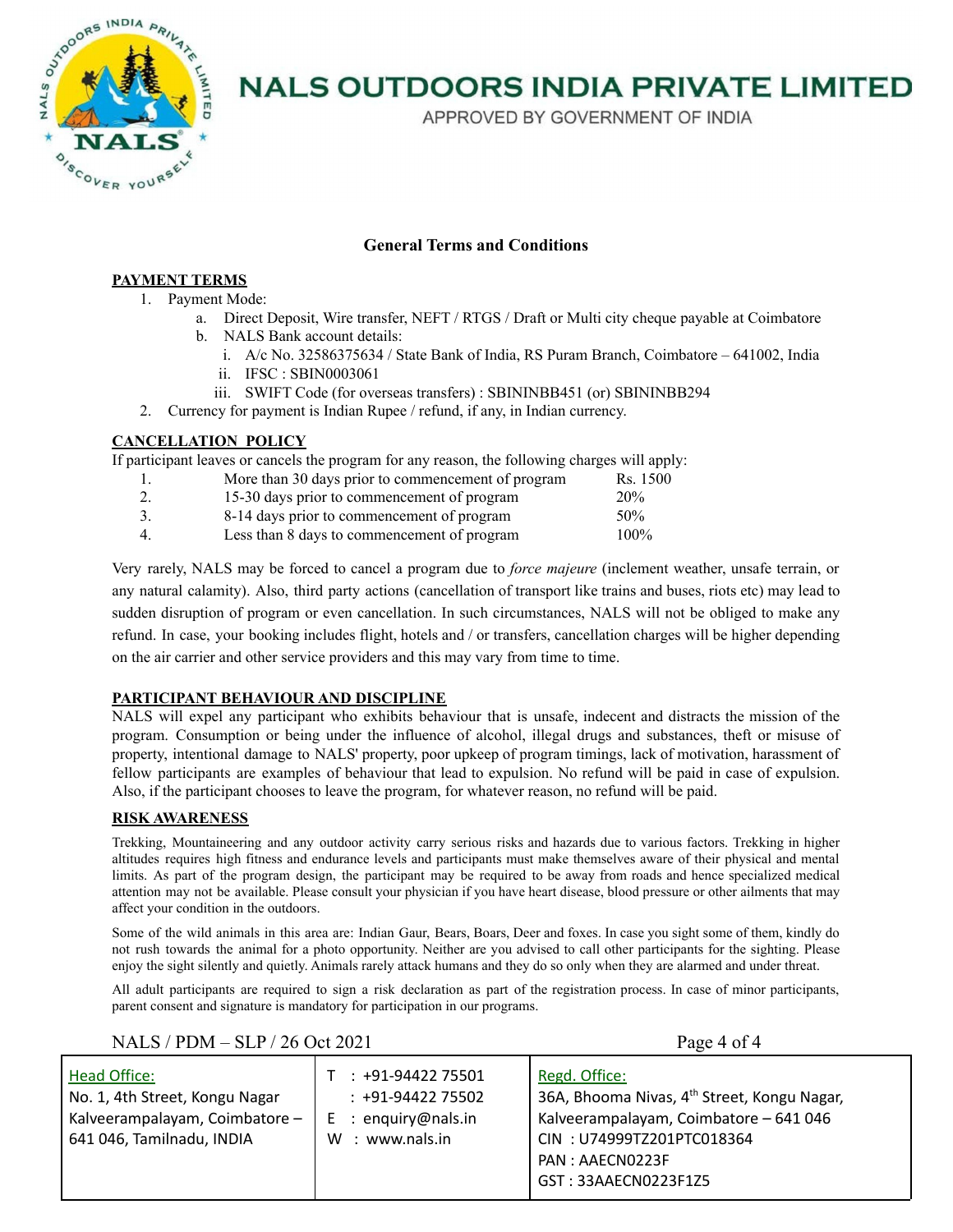# NALS OUTDOORS INDIA PRIVATE LIMITED

APPROVED BY GOVERNMENT OF INDIA

## General Terms and Conditions

### PAYMENT TERMS

1. Payment Mode:
   a. Direct Deposit, Wire transfer, NEFT / RTGS / Draft or Multi city cheque payable at Coimbatore
   b. NALS Bank account details:
      i. A/c No. 32586375634 / State Bank of India, RS Puram Branch, Coimbatore – 641002, India
      ii. IFSC : SBIN0003061
      iii. SWIFT Code (for overseas transfers) : SBININBB451 (or) SBININBB294
2. Currency for payment is Indian Rupee / refund, if any, in Indian currency.

### CANCELLATION POLICY

If participant leaves or cancels the program for any reason, the following charges will apply:

| | | |
|---|---|---|
| 1. | More than 30 days prior to commencement of program | Rs. 1500 |
| 2. | 15-30 days prior to commencement of program | 20% |
| 3. | 8-14 days prior to commencement of program | 50% |
| 4. | Less than 8 days to commencement of program | 100% |

Very rarely, NALS may be forced to cancel a program due to *force majeure* (inclement weather, unsafe terrain, or any natural calamity). Also, third party actions (cancellation of transport like trains and buses, riots etc) may lead to sudden disruption of program or even cancellation. In such circumstances, NALS will not be obliged to make any refund. In case, your booking includes flight, hotels and / or transfers, cancellation charges will be higher depending on the air carrier and other service providers and this may vary from time to time.

### PARTICIPANT BEHAVIOUR AND DISCIPLINE

NALS will expel any participant who exhibits behaviour that is unsafe, indecent and distracts the mission of the program. Consumption or being under the influence of alcohol, illegal drugs and substances, theft or misuse of property, intentional damage to NALS' property, poor upkeep of program timings, lack of motivation, harassment of fellow participants are examples of behaviour that lead to expulsion. No refund will be paid in case of expulsion. Also, if the participant chooses to leave the program, for whatever reason, no refund will be paid.

### RISK AWARENESS

Trekking, Mountaineering and any outdoor activity carry serious risks and hazards due to various factors. Trekking in higher altitudes requires high fitness and endurance levels and participants must make themselves aware of their physical and mental limits. As part of the program design, the participant may be required to be away from roads and hence specialized medical attention may not be available. Please consult your physician if you have heart disease, blood pressure or other ailments that may affect your condition in the outdoors.

Some of the wild animals in this area are: Indian Gaur, Bears, Boars, Deer and foxes. In case you sight some of them, kindly do not rush towards the animal for a photo opportunity. Neither are you advised to call other participants for the sighting. Please enjoy the sight silently and quietly. Animals rarely attack humans and they do so only when they are alarmed and under threat.

All adult participants are required to sign a risk declaration as part of the registration process. In case of minor participants, parent consent and signature is mandatory for participation in our programs.

NALS / PDM – SLP / 26 Oct 2021

| | | |
|---|---|---|
| Head Office:<br>No. 1, 4th Street, Kongu Nagar<br>Kalveerampalayam, Coimbatore – 641 046, Tamilnadu, INDIA | T : +91-94422 75501<br>: +91-94422 75502<br>E : enquiry@nals.in<br>W : www.nals.in | Regd. Office:<br>36A, Bhooma Nivas, 4th Street, Kongu Nagar, Kalveerampalayam, Coimbatore – 641 046<br>CIN : U74999TZ201PTC018364<br>PAN : AAECN0223F<br>GST : 33AAECN0223F1Z5 |